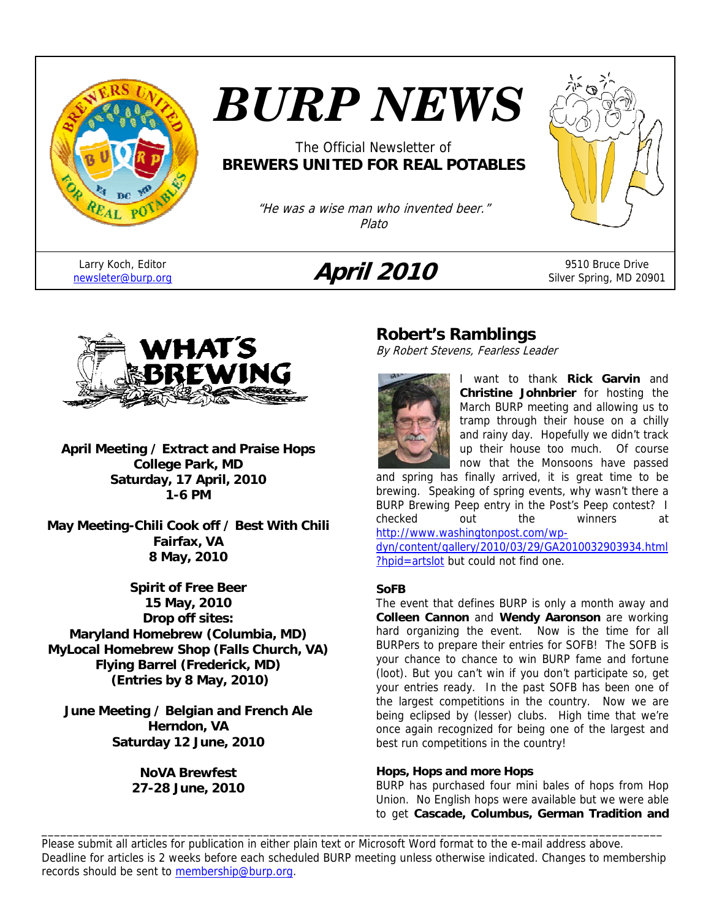# BURP NEWS

The Official Newsletter of
**BREWERS UNITED FOR REAL POTABLES**

*"He was a wise man who invented beer."*
*Plato*

Larry Koch, Editor
newsleter@burp.org

**April 2010**

9510 Bruce Drive
Silver Spring, MD 20901

## WHAT'S BREWING

**April Meeting / Extract and Praise Hops**
**College Park, MD**
**Saturday, 17 April, 2010**
**1-6 PM**

**May Meeting-Chili Cook off / Best With Chili**
**Fairfax, VA**
**8 May, 2010**

**Spirit of Free Beer**
**15 May, 2010**
**Drop off sites:**
**Maryland Homebrew (Columbia, MD)**
**MyLocal Homebrew Shop (Falls Church, VA)**
**Flying Barrel (Frederick, MD)**
**(Entries by 8 May, 2010)**

**June Meeting / Belgian and French Ale**
**Herndon, VA**
**Saturday 12 June, 2010**

**NoVA Brewfest**
**27-28 June, 2010**

## Robert's Ramblings

*By Robert Stevens, Fearless Leader*

I want to thank **Rick Garvin** and **Christine Johnbrier** for hosting the March BURP meeting and allowing us to tramp through their house on a chilly and rainy day. Hopefully we didn't track up their house too much. Of course now that the Monsoons have passed and spring has finally arrived, it is great time to be brewing. Speaking of spring events, why wasn't there a BURP Brewing Peep entry in the Post's Peep contest? I checked out the winners at http://www.washingtonpost.com/wp-dyn/content/gallery/2010/03/29/GA2010032903934.html?hpid=artslot but could not find one.

### SoFB

The event that defines BURP is only a month away and **Colleen Cannon** and **Wendy Aaronson** are working hard organizing the event. Now is the time for all BURPers to prepare their entries for SOFB! The SOFB is your chance to chance to win BURP fame and fortune (loot). But you can't win if you don't participate so, get your entries ready. In the past SOFB has been one of the largest competitions in the country. Now we are being eclipsed by (lesser) clubs. High time that we're once again recognized for being one of the largest and best run competitions in the country!

### Hops, Hops and more Hops

BURP has purchased four mini bales of hops from Hop Union. No English hops were available but we were able to get **Cascade, Columbus, German Tradition and**

---

Please submit all articles for publication in either plain text or Microsoft Word format to the e-mail address above. Deadline for articles is 2 weeks before each scheduled BURP meeting unless otherwise indicated. Changes to membership records should be sent to membership@burp.org.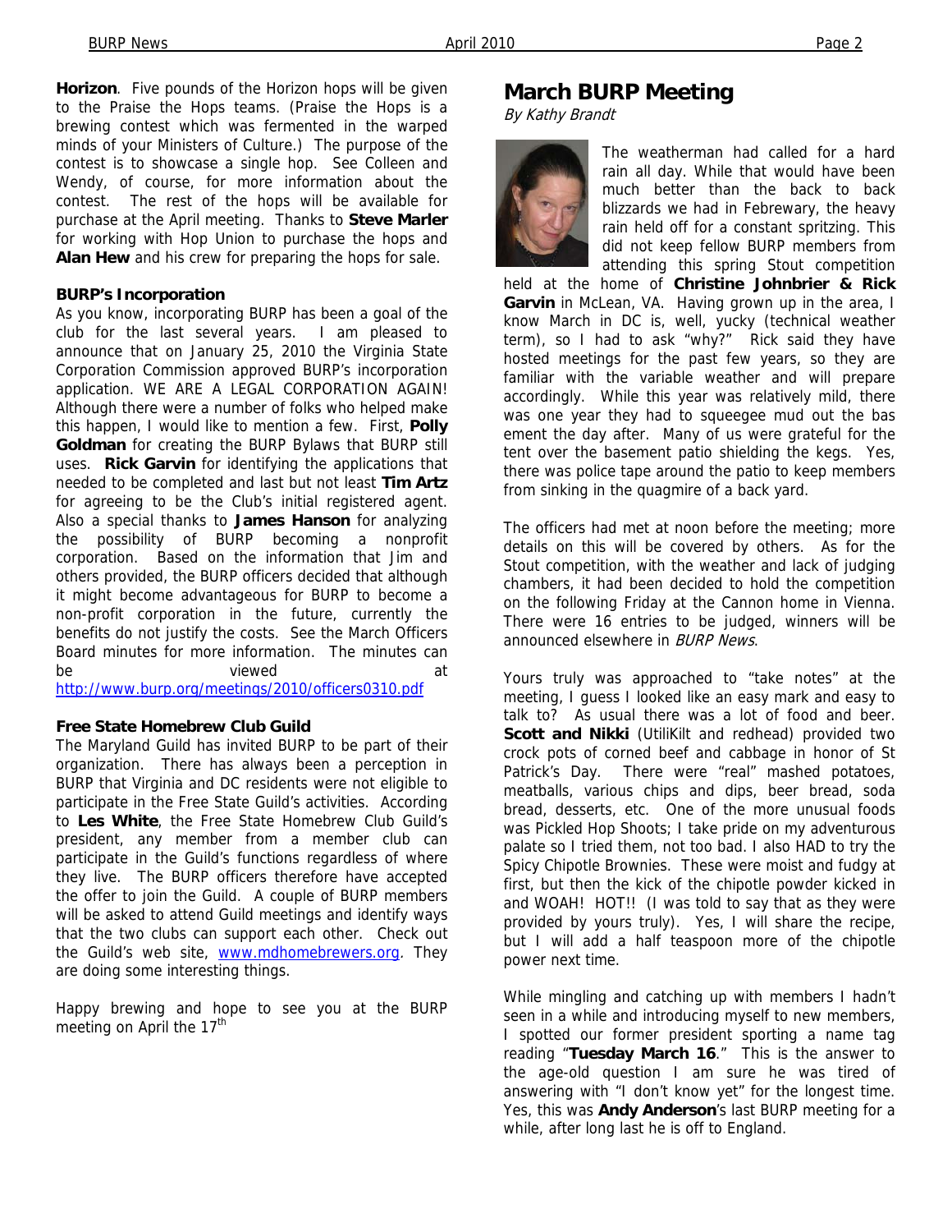**Horizon**. Five pounds of the Horizon hops will be given to the Praise the Hops teams. (Praise the Hops is a brewing contest which was fermented in the warped minds of your Ministers of Culture.) The purpose of the contest is to showcase a single hop. See Colleen and Wendy, of course, for more information about the contest. The rest of the hops will be available for purchase at the April meeting. Thanks to **Steve Marler** for working with Hop Union to purchase the hops and **Alan Hew** and his crew for preparing the hops for sale.

### BURP's Incorporation

As you know, incorporating BURP has been a goal of the club for the last several years. I am pleased to announce that on January 25, 2010 the Virginia State Corporation Commission approved BURP's incorporation application. WE ARE A LEGAL CORPORATION AGAIN! Although there were a number of folks who helped make this happen, I would like to mention a few. First, **Polly Goldman** for creating the BURP Bylaws that BURP still uses. **Rick Garvin** for identifying the applications that needed to be completed and last but not least **Tim Artz** for agreeing to be the Club's initial registered agent. Also a special thanks to **James Hanson** for analyzing the possibility of BURP becoming a nonprofit corporation. Based on the information that Jim and others provided, the BURP officers decided that although it might become advantageous for BURP to become a non-profit corporation in the future, currently the benefits do not justify the costs. See the March Officers Board minutes for more information. The minutes can be viewed at http://www.burp.org/meetings/2010/officers0310.pdf

### Free State Homebrew Club Guild

The Maryland Guild has invited BURP to be part of their organization. There has always been a perception in BURP that Virginia and DC residents were not eligible to participate in the Free State Guild's activities. According to **Les White**, the Free State Homebrew Club Guild's president, any member from a member club can participate in the Guild's functions regardless of where they live. The BURP officers therefore have accepted the offer to join the Guild. A couple of BURP members will be asked to attend Guild meetings and identify ways that the two clubs can support each other. Check out the Guild's web site, www.mdhomebrewers.org. They are doing some interesting things.

Happy brewing and hope to see you at the BURP meeting on April the 17th

## March BURP Meeting

*By Kathy Brandt*

The weatherman had called for a hard rain all day. While that would have been much better than the back to back blizzards we had in Febrewary, the heavy rain held off for a constant spritzing. This did not keep fellow BURP members from attending this spring Stout competition held at the home of **Christine Johnbrier & Rick Garvin** in McLean, VA. Having grown up in the area, I know March in DC is, well, yucky (technical weather term), so I had to ask "why?" Rick said they have hosted meetings for the past few years, so they are familiar with the variable weather and will prepare accordingly. While this year was relatively mild, there was one year they had to squeegee mud out the basement the day after. Many of us were grateful for the tent over the basement patio shielding the kegs. Yes, there was police tape around the patio to keep members from sinking in the quagmire of a back yard.

The officers had met at noon before the meeting; more details on this will be covered by others. As for the Stout competition, with the weather and lack of judging chambers, it had been decided to hold the competition on the following Friday at the Cannon home in Vienna. There were 16 entries to be judged, winners will be announced elsewhere in *BURP News*.

Yours truly was approached to "take notes" at the meeting, I guess I looked like an easy mark and easy to talk to? As usual there was a lot of food and beer. **Scott and Nikki** (UtiliKilt and redhead) provided two crock pots of corned beef and cabbage in honor of St Patrick's Day. There were "real" mashed potatoes, meatballs, various chips and dips, beer bread, soda bread, desserts, etc. One of the more unusual foods was Pickled Hop Shoots; I take pride on my adventurous palate so I tried them, not too bad. I also HAD to try the Spicy Chipotle Brownies. These were moist and fudgy at first, but then the kick of the chipotle powder kicked in and WOAH! HOT!! (I was told to say that as they were provided by yours truly). Yes, I will share the recipe, but I will add a half teaspoon more of the chipotle power next time.

While mingling and catching up with members I hadn't seen in a while and introducing myself to new members, I spotted our former president sporting a name tag reading "**Tuesday March 16**." This is the answer to the age-old question I am sure he was tired of answering with "I don't know yet" for the longest time. Yes, this was **Andy Anderson**'s last BURP meeting for a while, after long last he is off to England.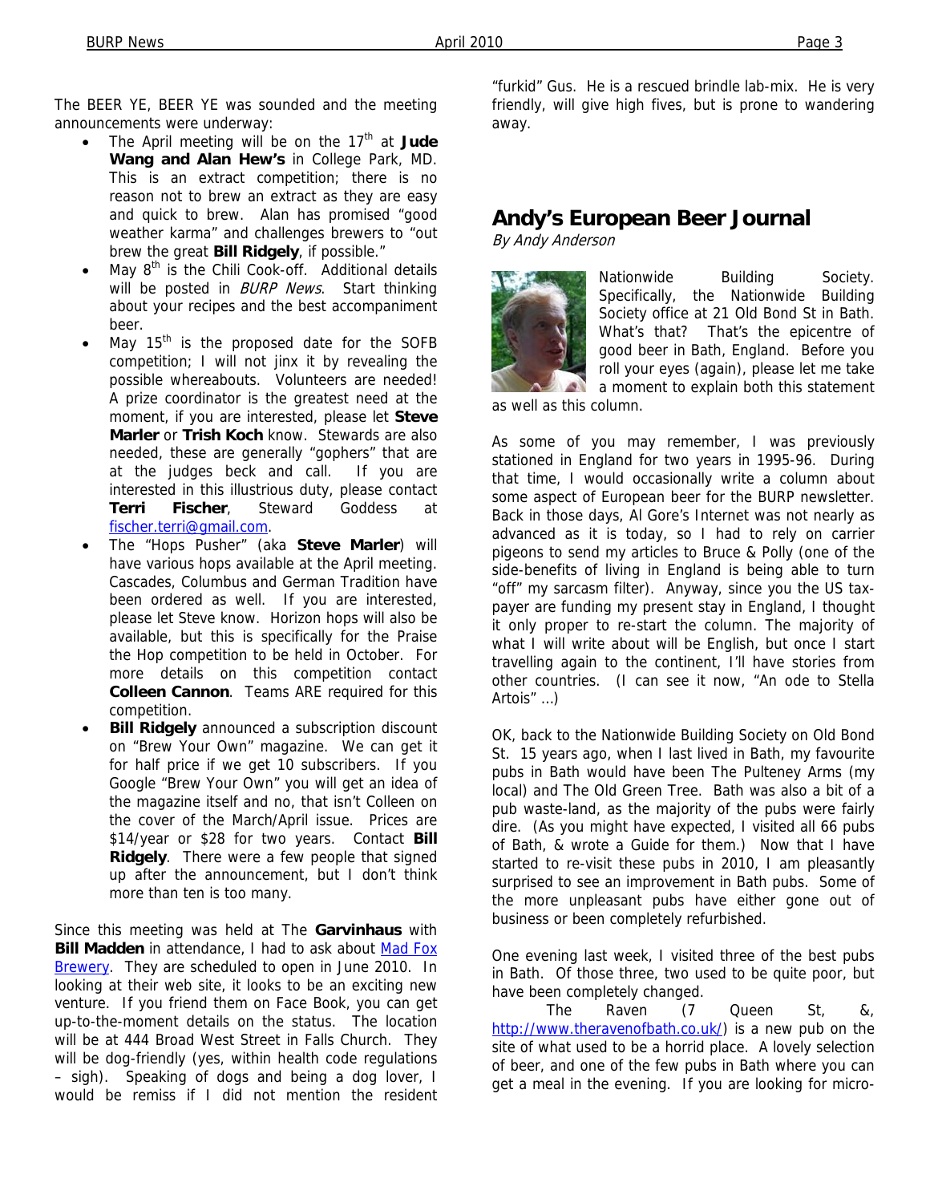The BEER YE, BEER YE was sounded and the meeting announcements were underway:

- The April meeting will be on the 17th at **Jude Wang and Alan Hew's** in College Park, MD. This is an extract competition; there is no reason not to brew an extract as they are easy and quick to brew. Alan has promised "good weather karma" and challenges brewers to "out brew the great **Bill Ridgely**, if possible."
- May 8th is the Chili Cook-off. Additional details will be posted in *BURP News*. Start thinking about your recipes and the best accompaniment beer.
- May 15th is the proposed date for the SOFB competition; I will not jinx it by revealing the possible whereabouts. Volunteers are needed! A prize coordinator is the greatest need at the moment, if you are interested, please let **Steve Marler** or **Trish Koch** know. Stewards are also needed, these are generally "gophers" that are at the judges beck and call. If you are interested in this illustrious duty, please contact **Terri Fischer**, Steward Goddess at fischer.terri@gmail.com.
- The "Hops Pusher" (aka **Steve Marler**) will have various hops available at the April meeting. Cascades, Columbus and German Tradition have been ordered as well. If you are interested, please let Steve know. Horizon hops will also be available, but this is specifically for the Praise the Hop competition to be held in October. For more details on this competition contact **Colleen Cannon**. Teams ARE required for this competition.
- **Bill Ridgely** announced a subscription discount on "Brew Your Own" magazine. We can get it for half price if we get 10 subscribers. If you Google "Brew Your Own" you will get an idea of the magazine itself and no, that isn't Colleen on the cover of the March/April issue. Prices are $14/year or $28 for two years. Contact **Bill Ridgely**. There were a few people that signed up after the announcement, but I don't think more than ten is too many.

Since this meeting was held at The **Garvinhaus** with **Bill Madden** in attendance, I had to ask about Mad Fox Brewery. They are scheduled to open in June 2010. In looking at their web site, it looks to be an exciting new venture. If you friend them on Face Book, you can get up-to-the-moment details on the status. The location will be at 444 Broad West Street in Falls Church. They will be dog-friendly (yes, within health code regulations – sigh). Speaking of dogs and being a dog lover, I would be remiss if I did not mention the resident "furkid" Gus. He is a rescued brindle lab-mix. He is very friendly, will give high fives, but is prone to wandering away.

## Andy's European Beer Journal

*By Andy Anderson*

Nationwide Building Society. Specifically, the Nationwide Building Society office at 21 Old Bond St in Bath. What's that? That's the epicentre of good beer in Bath, England. Before you roll your eyes (again), please let me take a moment to explain both this statement as well as this column.

As some of you may remember, I was previously stationed in England for two years in 1995-96. During that time, I would occasionally write a column about some aspect of European beer for the BURP newsletter. Back in those days, Al Gore's Internet was not nearly as advanced as it is today, so I had to rely on carrier pigeons to send my articles to Bruce & Polly (one of the side-benefits of living in England is being able to turn "off" my sarcasm filter). Anyway, since you the US tax-payer are funding my present stay in England, I thought it only proper to re-start the column. The majority of what I will write about will be English, but once I start travelling again to the continent, I'll have stories from other countries. (I can see it now, "An ode to Stella Artois" …)

OK, back to the Nationwide Building Society on Old Bond St. 15 years ago, when I last lived in Bath, my favourite pubs in Bath would have been The Pulteney Arms (my local) and The Old Green Tree. Bath was also a bit of a pub waste-land, as the majority of the pubs were fairly dire. (As you might have expected, I visited all 66 pubs of Bath, & wrote a Guide for them.) Now that I have started to re-visit these pubs in 2010, I am pleasantly surprised to see an improvement in Bath pubs. Some of the more unpleasant pubs have either gone out of business or been completely refurbished.

One evening last week, I visited three of the best pubs in Bath. Of those three, two used to be quite poor, but have been completely changed.

The Raven (7 Queen St, &, http://www.theravenofbath.co.uk/) is a new pub on the site of what used to be a horrid place. A lovely selection of beer, and one of the few pubs in Bath where you can get a meal in the evening. If you are looking for micro-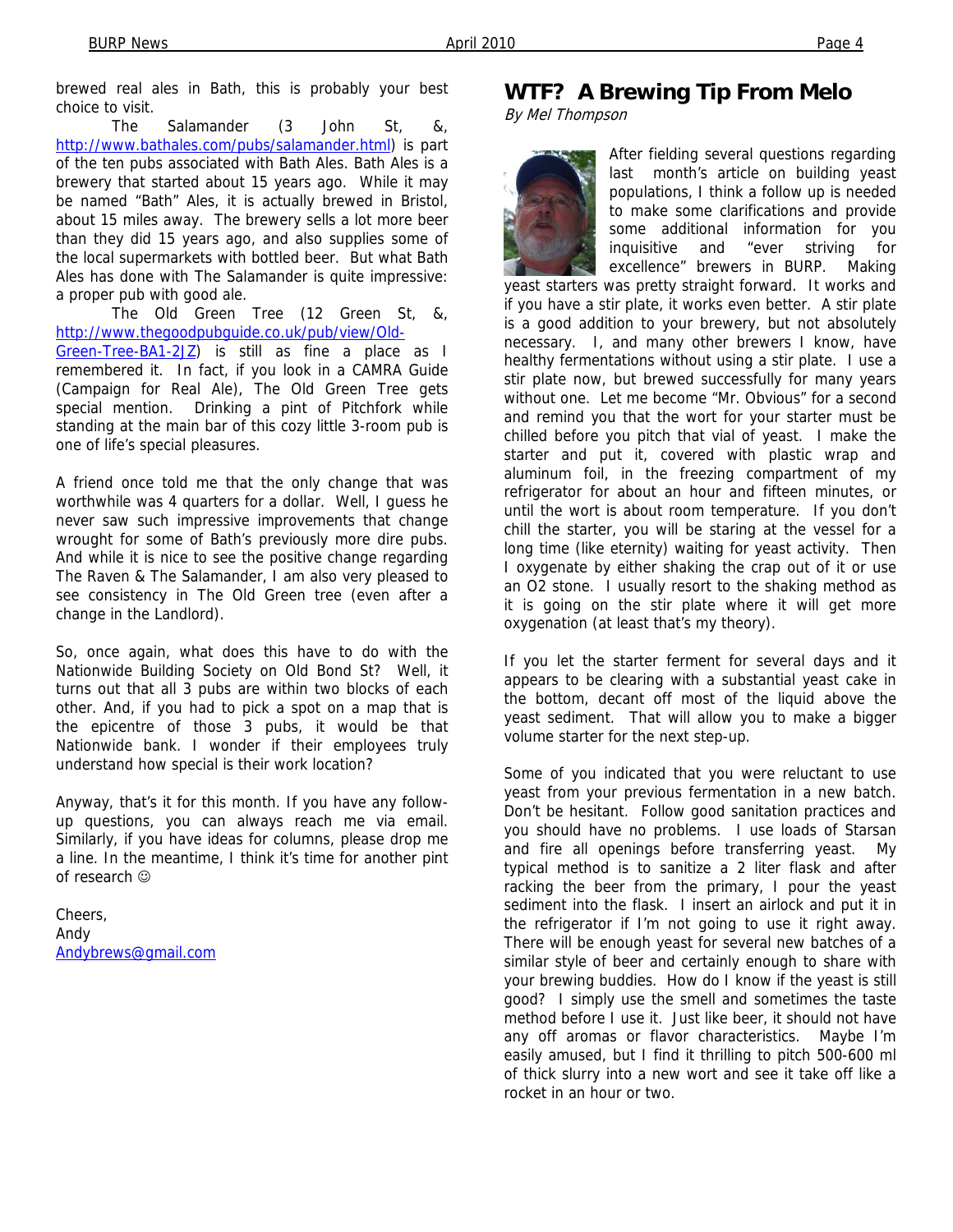brewed real ales in Bath, this is probably your best choice to visit.

The Salamander (3 John St, &, http://www.bathales.com/pubs/salamander.html) is part of the ten pubs associated with Bath Ales. Bath Ales is a brewery that started about 15 years ago. While it may be named "Bath" Ales, it is actually brewed in Bristol, about 15 miles away. The brewery sells a lot more beer than they did 15 years ago, and also supplies some of the local supermarkets with bottled beer. But what Bath Ales has done with The Salamander is quite impressive: a proper pub with good ale.

The Old Green Tree (12 Green St, &, http://www.thegoodpubguide.co.uk/pub/view/Old-Green-Tree-BA1-2JZ) is still as fine a place as I remembered it. In fact, if you look in a CAMRA Guide (Campaign for Real Ale), The Old Green Tree gets special mention. Drinking a pint of Pitchfork while standing at the main bar of this cozy little 3-room pub is one of life's special pleasures.

A friend once told me that the only change that was worthwhile was 4 quarters for a dollar. Well, I guess he never saw such impressive improvements that change wrought for some of Bath's previously more dire pubs. And while it is nice to see the positive change regarding The Raven & The Salamander, I am also very pleased to see consistency in The Old Green tree (even after a change in the Landlord).

So, once again, what does this have to do with the Nationwide Building Society on Old Bond St? Well, it turns out that all 3 pubs are within two blocks of each other. And, if you had to pick a spot on a map that is the epicentre of those 3 pubs, it would be that Nationwide bank. I wonder if their employees truly understand how special is their work location?

Anyway, that's it for this month. If you have any follow-up questions, you can always reach me via email. Similarly, if you have ideas for columns, please drop me a line. In the meantime, I think it's time for another pint of research ☺

Cheers,
Andy
Andybrews@gmail.com

## WTF? A Brewing Tip From Melo

*By Mel Thompson*

After fielding several questions regarding last month's article on building yeast populations, I think a follow up is needed to make some clarifications and provide some additional information for you inquisitive and "ever striving for excellence" brewers in BURP. Making yeast starters was pretty straight forward. It works and if you have a stir plate, it works even better. A stir plate is a good addition to your brewery, but not absolutely necessary. I, and many other brewers I know, have healthy fermentations without using a stir plate. I use a stir plate now, but brewed successfully for many years without one. Let me become "Mr. Obvious" for a second and remind you that the wort for your starter must be chilled before you pitch that vial of yeast. I make the starter and put it, covered with plastic wrap and aluminum foil, in the freezing compartment of my refrigerator for about an hour and fifteen minutes, or until the wort is about room temperature. If you don't chill the starter, you will be staring at the vessel for a long time (like eternity) waiting for yeast activity. Then I oxygenate by either shaking the crap out of it or use an O2 stone. I usually resort to the shaking method as it is going on the stir plate where it will get more oxygenation (at least that's my theory).

If you let the starter ferment for several days and it appears to be clearing with a substantial yeast cake in the bottom, decant off most of the liquid above the yeast sediment. That will allow you to make a bigger volume starter for the next step-up.

Some of you indicated that you were reluctant to use yeast from your previous fermentation in a new batch. Don't be hesitant. Follow good sanitation practices and you should have no problems. I use loads of Starsan and fire all openings before transferring yeast. My typical method is to sanitize a 2 liter flask and after racking the beer from the primary, I pour the yeast sediment into the flask. I insert an airlock and put it in the refrigerator if I'm not going to use it right away. There will be enough yeast for several new batches of a similar style of beer and certainly enough to share with your brewing buddies. How do I know if the yeast is still good? I simply use the smell and sometimes the taste method before I use it. Just like beer, it should not have any off aromas or flavor characteristics. Maybe I'm easily amused, but I find it thrilling to pitch 500-600 ml of thick slurry into a new wort and see it take off like a rocket in an hour or two.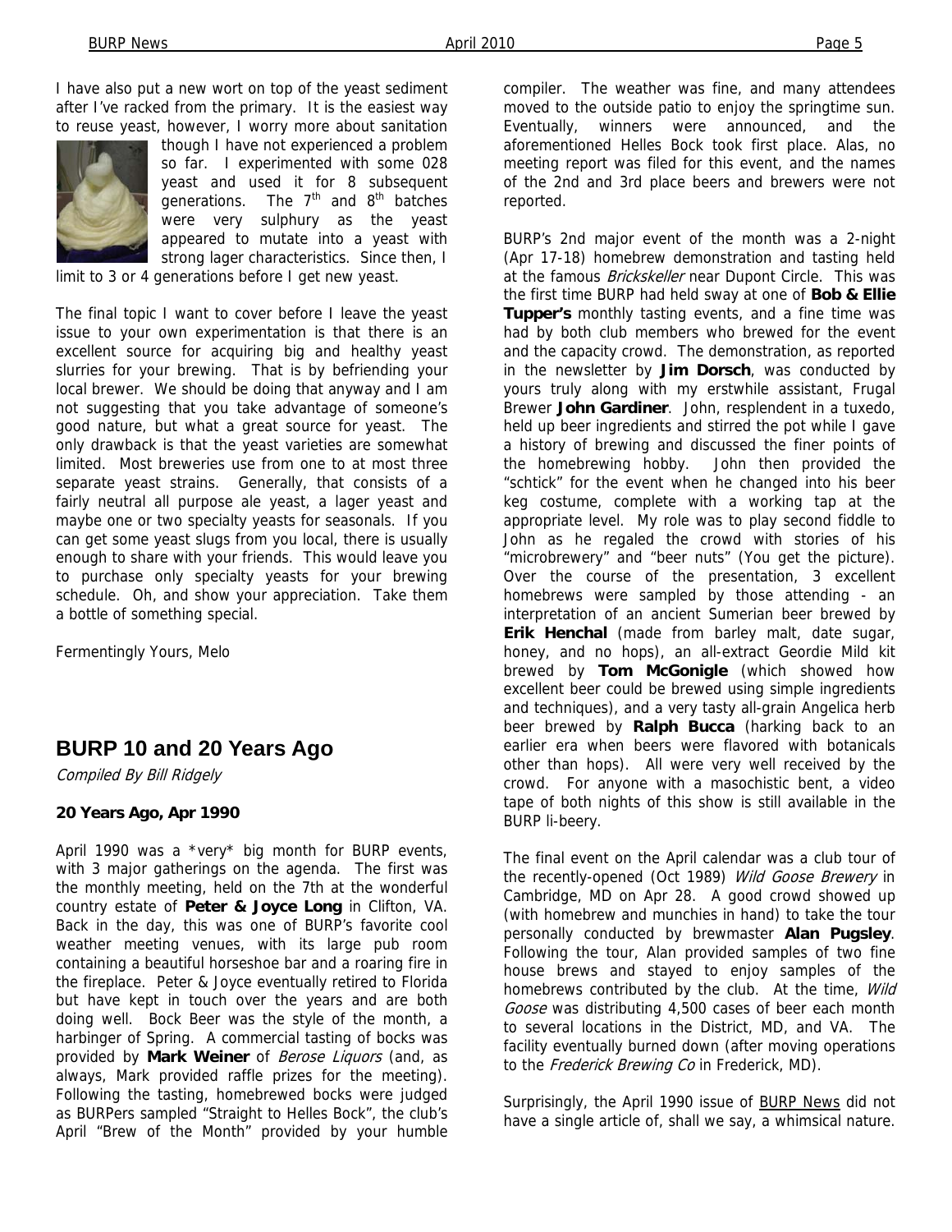I have also put a new wort on top of the yeast sediment after I've racked from the primary. It is the easiest way to reuse yeast, however, I worry more about sanitation though I have not experienced a problem so far. I experimented with some 028 yeast and used it for 8 subsequent generations. The 7th and 8th batches were very sulphury as the yeast appeared to mutate into a yeast with strong lager characteristics. Since then, I limit to 3 or 4 generations before I get new yeast.

The final topic I want to cover before I leave the yeast issue to your own experimentation is that there is an excellent source for acquiring big and healthy yeast slurries for your brewing. That is by befriending your local brewer. We should be doing that anyway and I am not suggesting that you take advantage of someone's good nature, but what a great source for yeast. The only drawback is that the yeast varieties are somewhat limited. Most breweries use from one to at most three separate yeast strains. Generally, that consists of a fairly neutral all purpose ale yeast, a lager yeast and maybe one or two specialty yeasts for seasonals. If you can get some yeast slugs from you local, there is usually enough to share with your friends. This would leave you to purchase only specialty yeasts for your brewing schedule. Oh, and show your appreciation. Take them a bottle of something special.

Fermentingly Yours, Melo

## BURP 10 and 20 Years Ago

*Compiled By Bill Ridgely*

### 20 Years Ago, Apr 1990

April 1990 was a *very* big month for BURP events, with 3 major gatherings on the agenda. The first was the monthly meeting, held on the 7th at the wonderful country estate of **Peter & Joyce Long** in Clifton, VA. Back in the day, this was one of BURP's favorite cool weather meeting venues, with its large pub room containing a beautiful horseshoe bar and a roaring fire in the fireplace. Peter & Joyce eventually retired to Florida but have kept in touch over the years and are both doing well. Bock Beer was the style of the month, a harbinger of Spring. A commercial tasting of bocks was provided by **Mark Weiner** of *Berose Liquors* (and, as always, Mark provided raffle prizes for the meeting). Following the tasting, homebrewed bocks were judged as BURPers sampled "Straight to Helles Bock", the club's April "Brew of the Month" provided by your humble compiler. The weather was fine, and many attendees moved to the outside patio to enjoy the springtime sun. Eventually, winners were announced, and the aforementioned Helles Bock took first place. Alas, no meeting report was filed for this event, and the names of the 2nd and 3rd place beers and brewers were not reported.

BURP's 2nd major event of the month was a 2-night (Apr 17-18) homebrew demonstration and tasting held at the famous *Brickskeller* near Dupont Circle. This was the first time BURP had held sway at one of **Bob & Ellie Tupper's** monthly tasting events, and a fine time was had by both club members who brewed for the event and the capacity crowd. The demonstration, as reported in the newsletter by **Jim Dorsch**, was conducted by yours truly along with my erstwhile assistant, Frugal Brewer **John Gardiner**. John, resplendent in a tuxedo, held up beer ingredients and stirred the pot while I gave a history of brewing and discussed the finer points of the homebrewing hobby. John then provided the "schtick" for the event when he changed into his beer keg costume, complete with a working tap at the appropriate level. My role was to play second fiddle to John as he regaled the crowd with stories of his "microbrewery" and "beer nuts" (You get the picture). Over the course of the presentation, 3 excellent homebrews were sampled by those attending - an interpretation of an ancient Sumerian beer brewed by **Erik Henchal** (made from barley malt, date sugar, honey, and no hops), an all-extract Geordie Mild kit brewed by **Tom McGonigle** (which showed how excellent beer could be brewed using simple ingredients and techniques), and a very tasty all-grain Angelica herb beer brewed by **Ralph Bucca** (harking back to an earlier era when beers were flavored with botanicals other than hops). All were very well received by the crowd. For anyone with a masochistic bent, a video tape of both nights of this show is still available in the BURP li-beery.

The final event on the April calendar was a club tour of the recently-opened (Oct 1989) *Wild Goose Brewery* in Cambridge, MD on Apr 28. A good crowd showed up (with homebrew and munchies in hand) to take the tour personally conducted by brewmaster **Alan Pugsley**. Following the tour, Alan provided samples of two fine house brews and stayed to enjoy samples of the homebrews contributed by the club. At the time, *Wild Goose* was distributing 4,500 cases of beer each month to several locations in the District, MD, and VA. The facility eventually burned down (after moving operations to the *Frederick Brewing Co* in Frederick, MD).

Surprisingly, the April 1990 issue of BURP News did not have a single article of, shall we say, a whimsical nature.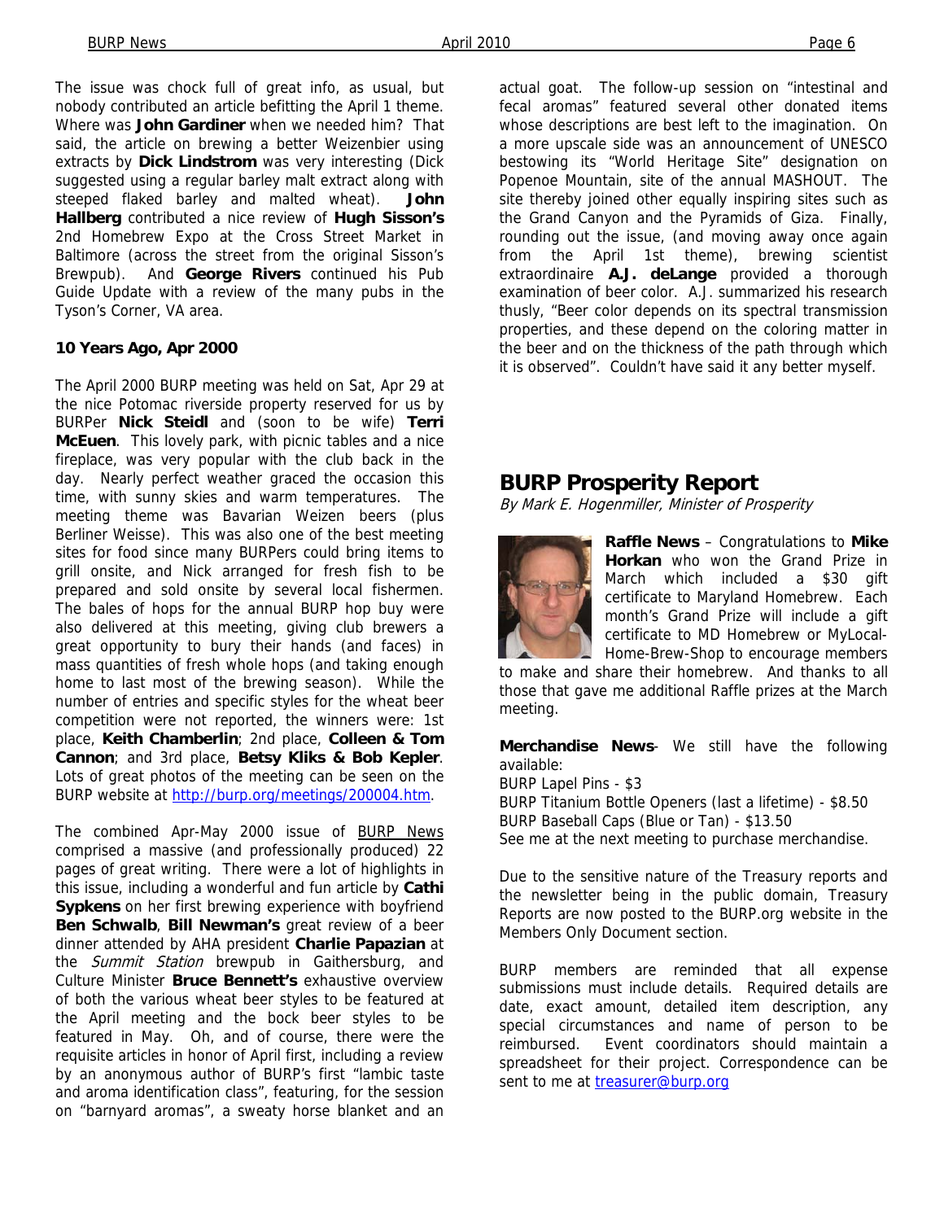The issue was chock full of great info, as usual, but nobody contributed an article befitting the April 1 theme. Where was **John Gardiner** when we needed him? That said, the article on brewing a better Weizenbier using extracts by **Dick Lindstrom** was very interesting (Dick suggested using a regular barley malt extract along with steeped flaked barley and malted wheat). **John Hallberg** contributed a nice review of **Hugh Sisson's** 2nd Homebrew Expo at the Cross Street Market in Baltimore (across the street from the original Sisson's Brewpub). And **George Rivers** continued his Pub Guide Update with a review of the many pubs in the Tyson's Corner, VA area.

**10 Years Ago, Apr 2000**

The April 2000 BURP meeting was held on Sat, Apr 29 at the nice Potomac riverside property reserved for us by BURPer **Nick Steidl** and (soon to be wife) **Terri McEuen**. This lovely park, with picnic tables and a nice fireplace, was very popular with the club back in the day. Nearly perfect weather graced the occasion this time, with sunny skies and warm temperatures. The meeting theme was Bavarian Weizen beers (plus Berliner Weisse). This was also one of the best meeting sites for food since many BURPers could bring items to grill onsite, and Nick arranged for fresh fish to be prepared and sold onsite by several local fishermen. The bales of hops for the annual BURP hop buy were also delivered at this meeting, giving club brewers a great opportunity to bury their hands (and faces) in mass quantities of fresh whole hops (and taking enough home to last most of the brewing season). While the number of entries and specific styles for the wheat beer competition were not reported, the winners were: 1st place, **Keith Chamberlin**; 2nd place, **Colleen & Tom Cannon**; and 3rd place, **Betsy Kliks & Bob Kepler**. Lots of great photos of the meeting can be seen on the BURP website at http://burp.org/meetings/200004.htm.

The combined Apr-May 2000 issue of BURP News comprised a massive (and professionally produced) 22 pages of great writing. There were a lot of highlights in this issue, including a wonderful and fun article by **Cathi Sypkens** on her first brewing experience with boyfriend **Ben Schwalb**, **Bill Newman's** great review of a beer dinner attended by AHA president **Charlie Papazian** at the *Summit Station* brewpub in Gaithersburg, and Culture Minister **Bruce Bennett's** exhaustive overview of both the various wheat beer styles to be featured at the April meeting and the bock beer styles to be featured in May. Oh, and of course, there were the requisite articles in honor of April first, including a review by an anonymous author of BURP's first "lambic taste and aroma identification class", featuring, for the session on "barnyard aromas", a sweaty horse blanket and an actual goat. The follow-up session on "intestinal and fecal aromas" featured several other donated items whose descriptions are best left to the imagination. On a more upscale side was an announcement of UNESCO bestowing its "World Heritage Site" designation on Popenoe Mountain, site of the annual MASHOUT. The site thereby joined other equally inspiring sites such as the Grand Canyon and the Pyramids of Giza. Finally, rounding out the issue, (and moving away once again from the April 1st theme), brewing scientist extraordinaire **A.J. deLange** provided a thorough examination of beer color. A.J. summarized his research thusly, "Beer color depends on its spectral transmission properties, and these depend on the coloring matter in the beer and on the thickness of the path through which it is observed". Couldn't have said it any better myself.

## BURP Prosperity Report

*By Mark E. Hogenmiller, Minister of Prosperity*

**Raffle News** – Congratulations to **Mike Horkan** who won the Grand Prize in March which included a $30 gift certificate to Maryland Homebrew. Each month's Grand Prize will include a gift certificate to MD Homebrew or MyLocal-Home-Brew-Shop to encourage members to make and share their homebrew. And thanks to all those that gave me additional Raffle prizes at the March meeting.

**Merchandise News**- We still have the following available:
BURP Lapel Pins - $3
BURP Titanium Bottle Openers (last a lifetime) - $8.50
BURP Baseball Caps (Blue or Tan) - $13.50
See me at the next meeting to purchase merchandise.

Due to the sensitive nature of the Treasury reports and the newsletter being in the public domain, Treasury Reports are now posted to the BURP.org website in the Members Only Document section.

BURP members are reminded that all expense submissions must include details. Required details are date, exact amount, detailed item description, any special circumstances and name of person to be reimbursed. Event coordinators should maintain a spreadsheet for their project. Correspondence can be sent to me at treasurer@burp.org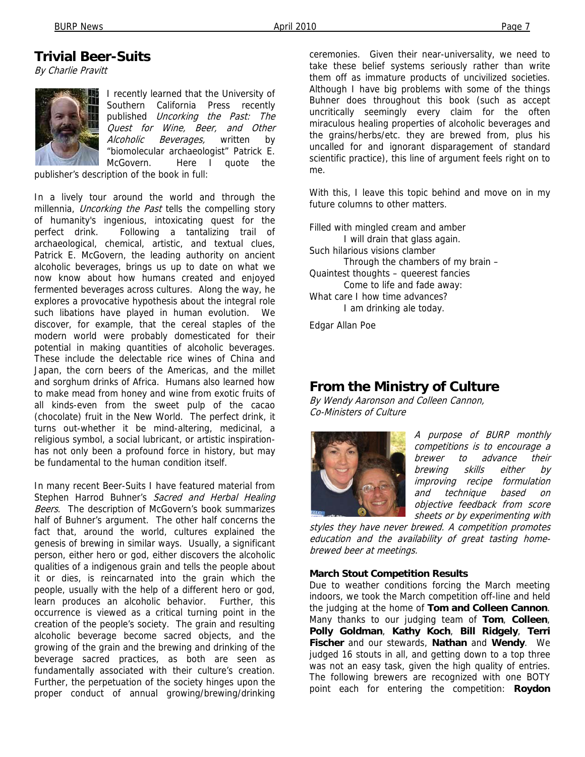## Trivial Beer-Suits

*By Charlie Pravitt*

I recently learned that the University of Southern California Press recently published *Uncorking the Past: The Quest for Wine, Beer, and Other Alcoholic Beverages,* written by "biomolecular archaeologist" Patrick E. McGovern. Here I quote the publisher's description of the book in full:

In a lively tour around the world and through the millennia, *Uncorking the Past* tells the compelling story of humanity's ingenious, intoxicating quest for the perfect drink. Following a tantalizing trail of archaeological, chemical, artistic, and textual clues, Patrick E. McGovern, the leading authority on ancient alcoholic beverages, brings us up to date on what we now know about how humans created and enjoyed fermented beverages across cultures. Along the way, he explores a provocative hypothesis about the integral role such libations have played in human evolution. We discover, for example, that the cereal staples of the modern world were probably domesticated for their potential in making quantities of alcoholic beverages. These include the delectable rice wines of China and Japan, the corn beers of the Americas, and the millet and sorghum drinks of Africa. Humans also learned how to make mead from honey and wine from exotic fruits of all kinds-even from the sweet pulp of the cacao (chocolate) fruit in the New World. The perfect drink, it turns out-whether it be mind-altering, medicinal, a religious symbol, a social lubricant, or artistic inspiration-has not only been a profound force in history, but may be fundamental to the human condition itself.

In many recent Beer-Suits I have featured material from Stephen Harrod Buhner's *Sacred and Herbal Healing Beers*. The description of McGovern's book summarizes half of Buhner's argument. The other half concerns the fact that, around the world, cultures explained the genesis of brewing in similar ways. Usually, a significant person, either hero or god, either discovers the alcoholic qualities of a indigenous grain and tells the people about it or dies, is reincarnated into the grain which the people, usually with the help of a different hero or god, learn produces an alcoholic behavior. Further, this occurrence is viewed as a critical turning point in the creation of the people's society. The grain and resulting alcoholic beverage become sacred objects, and the growing of the grain and the brewing and drinking of the beverage sacred practices, as both are seen as fundamentally associated with their culture's creation. Further, the perpetuation of the society hinges upon the proper conduct of annual growing/brewing/drinking ceremonies. Given their near-universality, we need to take these belief systems seriously rather than write them off as immature products of uncivilized societies. Although I have big problems with some of the things Buhner does throughout this book (such as accept uncritically seemingly every claim for the often miraculous healing properties of alcoholic beverages and the grains/herbs/etc. they are brewed from, plus his uncalled for and ignorant disparagement of standard scientific practice), this line of argument feels right on to me.

With this, I leave this topic behind and move on in my future columns to other matters.

Filled with mingled cream and amber
  I will drain that glass again.
Such hilarious visions clamber
  Through the chambers of my brain –
Quaintest thoughts – queerest fancies
  Come to life and fade away:
What care I how time advances?
  I am drinking ale today.

Edgar Allan Poe

## From the Ministry of Culture

*By Wendy Aaronson and Colleen Cannon, Co-Ministers of Culture*

*A purpose of BURP monthly competitions is to encourage a brewer to advance their brewing skills either by improving recipe formulation and technique based on objective feedback from score sheets or by experimenting with styles they have never brewed. A competition promotes education and the availability of great tasting home-brewed beer at meetings.*

**March Stout Competition Results**

Due to weather conditions forcing the March meeting indoors, we took the March competition off-line and held the judging at the home of **Tom and Colleen Cannon**. Many thanks to our judging team of **Tom**, **Colleen**, **Polly Goldman**, **Kathy Koch**, **Bill Ridgely**, **Terri Fischer** and our stewards, **Nathan** and **Wendy**. We judged 16 stouts in all, and getting down to a top three was not an easy task, given the high quality of entries. The following brewers are recognized with one BOTY point each for entering the competition: **Roydon**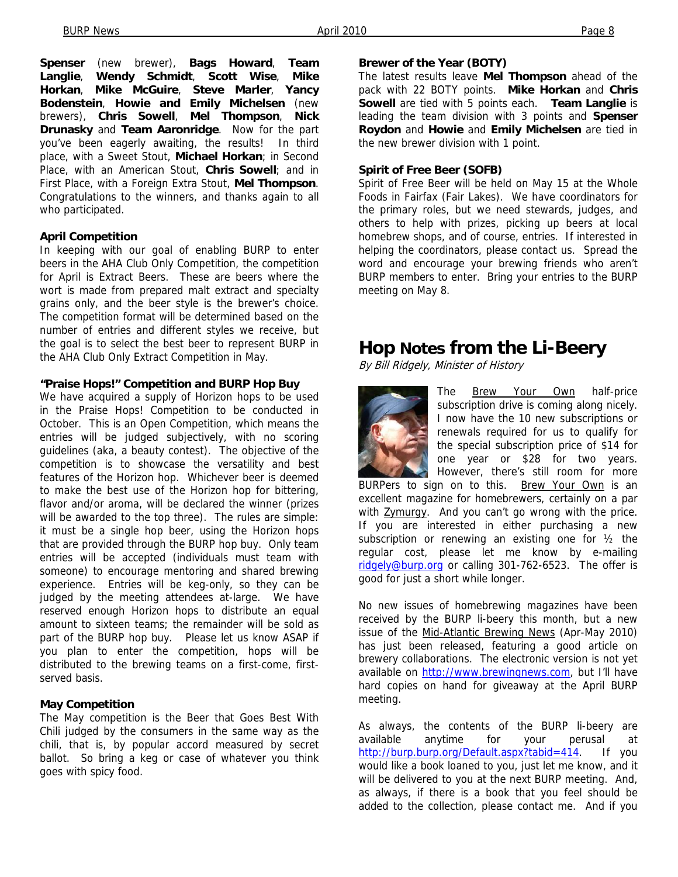**Spenser** (new brewer), **Bags Howard**, **Team Langlie**, **Wendy Schmidt**, **Scott Wise**, **Mike Horkan**, **Mike McGuire**, **Steve Marler**, **Yancy Bodenstein**, **Howie and Emily Michelsen** (new brewers), **Chris Sowell**, **Mel Thompson**, **Nick Drunasky** and **Team Aaronridge**. Now for the part you've been eagerly awaiting, the results! In third place, with a Sweet Stout, **Michael Horkan**; in Second Place, with an American Stout, **Chris Sowell**; and in First Place, with a Foreign Extra Stout, **Mel Thompson**. Congratulations to the winners, and thanks again to all who participated.

**April Competition**

In keeping with our goal of enabling BURP to enter beers in the AHA Club Only Competition, the competition for April is Extract Beers. These are beers where the wort is made from prepared malt extract and specialty grains only, and the beer style is the brewer's choice. The competition format will be determined based on the number of entries and different styles we receive, but the goal is to select the best beer to represent BURP in the AHA Club Only Extract Competition in May.

**"Praise Hops!" Competition and BURP Hop Buy**

We have acquired a supply of Horizon hops to be used in the Praise Hops! Competition to be conducted in October. This is an Open Competition, which means the entries will be judged subjectively, with no scoring guidelines (aka, a beauty contest). The objective of the competition is to showcase the versatility and best features of the Horizon hop. Whichever beer is deemed to make the best use of the Horizon hop for bittering, flavor and/or aroma, will be declared the winner (prizes will be awarded to the top three). The rules are simple: it must be a single hop beer, using the Horizon hops that are provided through the BURP hop buy. Only team entries will be accepted (individuals must team with someone) to encourage mentoring and shared brewing experience. Entries will be keg-only, so they can be judged by the meeting attendees at-large. We have reserved enough Horizon hops to distribute an equal amount to sixteen teams; the remainder will be sold as part of the BURP hop buy. Please let us know ASAP if you plan to enter the competition, hops will be distributed to the brewing teams on a first-come, first-served basis.

**May Competition**

The May competition is the Beer that Goes Best With Chili judged by the consumers in the same way as the chili, that is, by popular accord measured by secret ballot. So bring a keg or case of whatever you think goes with spicy food.

**Brewer of the Year (BOTY)**

The latest results leave **Mel Thompson** ahead of the pack with 22 BOTY points. **Mike Horkan** and **Chris Sowell** are tied with 5 points each. **Team Langlie** is leading the team division with 3 points and **Spenser Roydon** and **Howie** and **Emily Michelsen** are tied in the new brewer division with 1 point.

**Spirit of Free Beer (SOFB)**

Spirit of Free Beer will be held on May 15 at the Whole Foods in Fairfax (Fair Lakes). We have coordinators for the primary roles, but we need stewards, judges, and others to help with prizes, picking up beers at local homebrew shops, and of course, entries. If interested in helping the coordinators, please contact us. Spread the word and encourage your brewing friends who aren't BURP members to enter. Bring your entries to the BURP meeting on May 8.

# Hop Notes from the Li-Beery

*By Bill Ridgely, Minister of History*

The Brew Your Own half-price subscription drive is coming along nicely. I now have the 10 new subscriptions or renewals required for us to qualify for the special subscription price of $14 for one year or $28 for two years. However, there's still room for more BURPers to sign on to this. Brew Your Own is an excellent magazine for homebrewers, certainly on a par with Zymurgy. And you can't go wrong with the price. If you are interested in either purchasing a new subscription or renewing an existing one for ½ the regular cost, please let me know by e-mailing ridgely@burp.org or calling 301-762-6523. The offer is good for just a short while longer.

No new issues of homebrewing magazines have been received by the BURP li-beery this month, but a new issue of the Mid-Atlantic Brewing News (Apr-May 2010) has just been released, featuring a good article on brewery collaborations. The electronic version is not yet available on http://www.brewingnews.com, but I'll have hard copies on hand for giveaway at the April BURP meeting.

As always, the contents of the BURP li-beery are available anytime for your perusal at http://burp.burp.org/Default.aspx?tabid=414. If you would like a book loaned to you, just let me know, and it will be delivered to you at the next BURP meeting. And, as always, if there is a book that you feel should be added to the collection, please contact me. And if you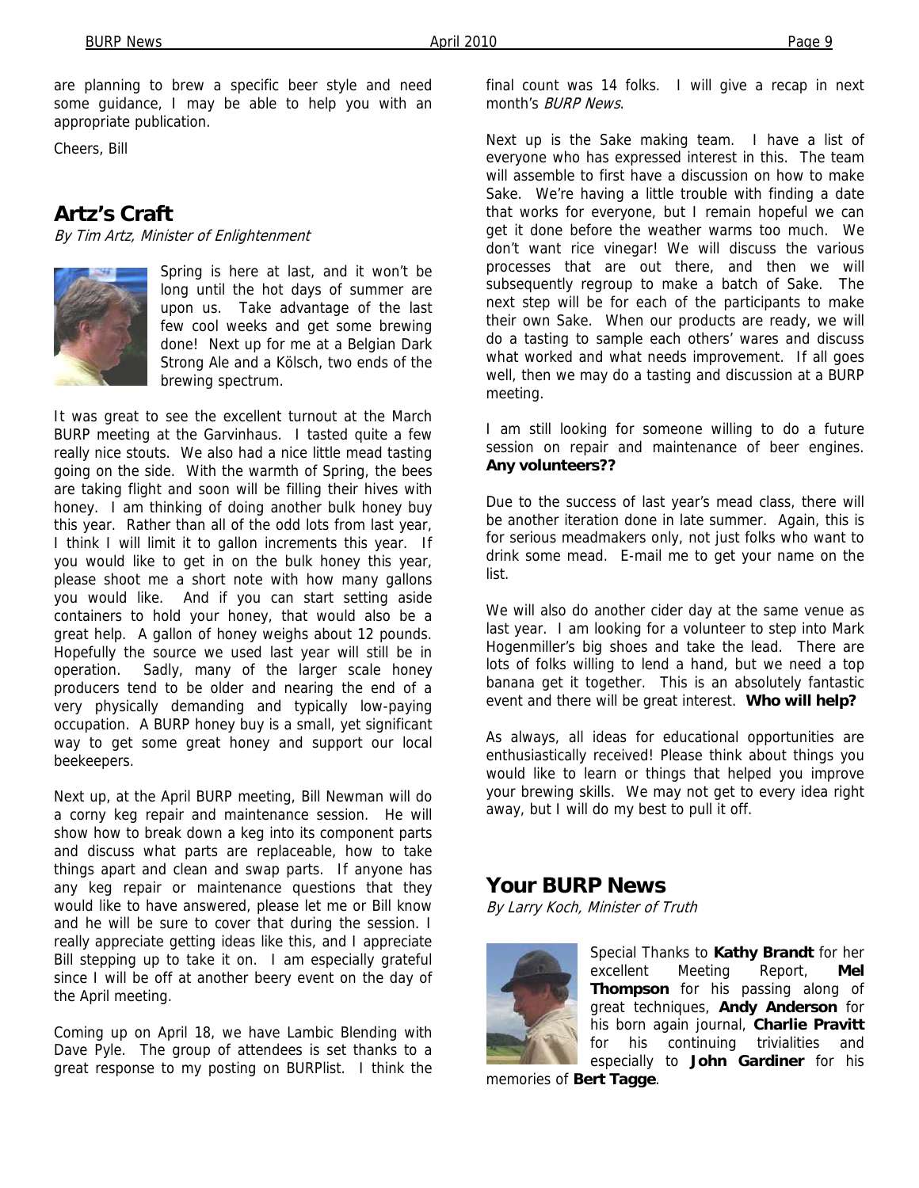are planning to brew a specific beer style and need some guidance, I may be able to help you with an appropriate publication.

Cheers, Bill

## Artz's Craft

*By Tim Artz, Minister of Enlightenment*

Spring is here at last, and it won't be long until the hot days of summer are upon us. Take advantage of the last few cool weeks and get some brewing done! Next up for me at a Belgian Dark Strong Ale and a Kölsch, two ends of the brewing spectrum.

It was great to see the excellent turnout at the March BURP meeting at the Garvinhaus. I tasted quite a few really nice stouts. We also had a nice little mead tasting going on the side. With the warmth of Spring, the bees are taking flight and soon will be filling their hives with honey. I am thinking of doing another bulk honey buy this year. Rather than all of the odd lots from last year, I think I will limit it to gallon increments this year. If you would like to get in on the bulk honey this year, please shoot me a short note with how many gallons you would like. And if you can start setting aside containers to hold your honey, that would also be a great help. A gallon of honey weighs about 12 pounds. Hopefully the source we used last year will still be in operation. Sadly, many of the larger scale honey producers tend to be older and nearing the end of a very physically demanding and typically low-paying occupation. A BURP honey buy is a small, yet significant way to get some great honey and support our local beekeepers.

Next up, at the April BURP meeting, Bill Newman will do a corny keg repair and maintenance session. He will show how to break down a keg into its component parts and discuss what parts are replaceable, how to take things apart and clean and swap parts. If anyone has any keg repair or maintenance questions that they would like to have answered, please let me or Bill know and he will be sure to cover that during the session. I really appreciate getting ideas like this, and I appreciate Bill stepping up to take it on. I am especially grateful since I will be off at another beery event on the day of the April meeting.

Coming up on April 18, we have Lambic Blending with Dave Pyle. The group of attendees is set thanks to a great response to my posting on BURPlist. I think the final count was 14 folks. I will give a recap in next month's *BURP News*.

Next up is the Sake making team. I have a list of everyone who has expressed interest in this. The team will assemble to first have a discussion on how to make Sake. We're having a little trouble with finding a date that works for everyone, but I remain hopeful we can get it done before the weather warms too much. We don't want rice vinegar! We will discuss the various processes that are out there, and then we will subsequently regroup to make a batch of Sake. The next step will be for each of the participants to make their own Sake. When our products are ready, we will do a tasting to sample each others' wares and discuss what worked and what needs improvement. If all goes well, then we may do a tasting and discussion at a BURP meeting.

I am still looking for someone willing to do a future session on repair and maintenance of beer engines. **Any volunteers??**

Due to the success of last year's mead class, there will be another iteration done in late summer. Again, this is for serious meadmakers only, not just folks who want to drink some mead. E-mail me to get your name on the list.

We will also do another cider day at the same venue as last year. I am looking for a volunteer to step into Mark Hogenmiller's big shoes and take the lead. There are lots of folks willing to lend a hand, but we need a top banana get it together. This is an absolutely fantastic event and there will be great interest. **Who will help?**

As always, all ideas for educational opportunities are enthusiastically received! Please think about things you would like to learn or things that helped you improve your brewing skills. We may not get to every idea right away, but I will do my best to pull it off.

## Your BURP News

*By Larry Koch, Minister of Truth*

Special Thanks to **Kathy Brandt** for her excellent Meeting Report, **Mel Thompson** for his passing along of great techniques, **Andy Anderson** for his born again journal, **Charlie Pravitt** for his continuing trivialities and especially to **John Gardiner** for his memories of **Bert Tagge**.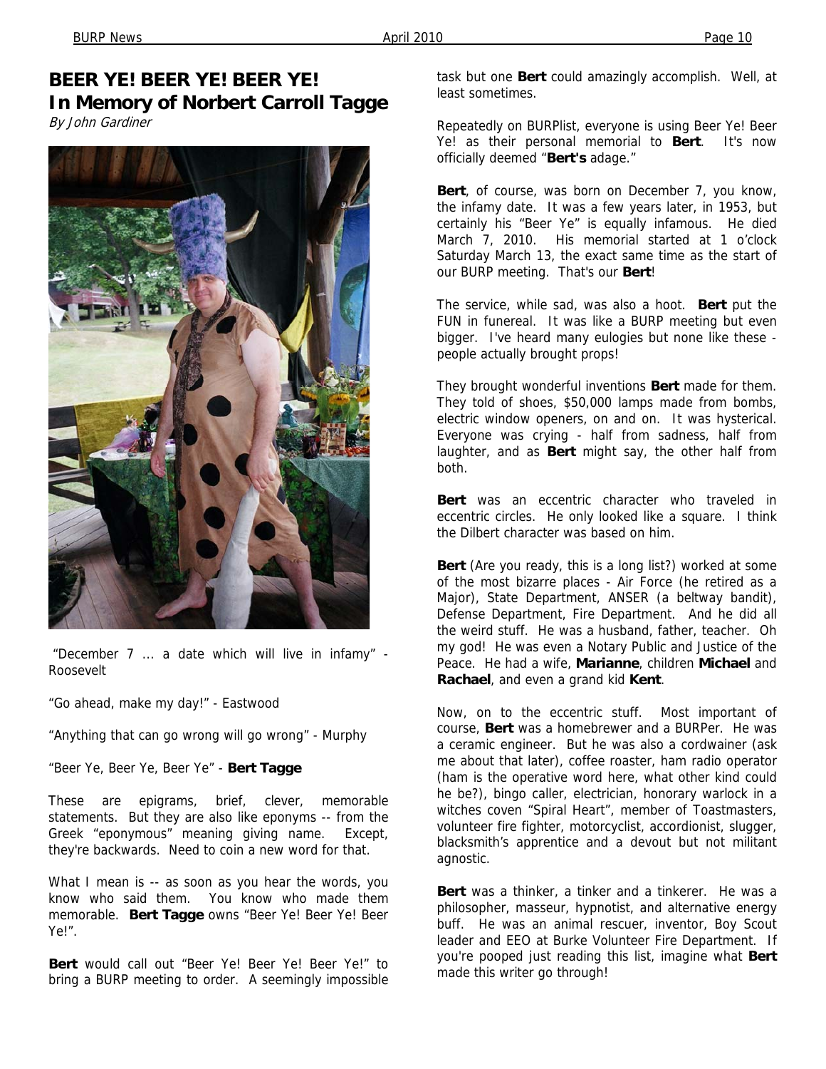# BEER YE! BEER YE! BEER YE! In Memory of Norbert Carroll Tagge

*By John Gardiner*

"December 7 ... a date which will live in infamy" - Roosevelt

"Go ahead, make my day!" - Eastwood

"Anything that can go wrong will go wrong" - Murphy

"Beer Ye, Beer Ye, Beer Ye" - **Bert Tagge**

These are epigrams, brief, clever, memorable statements. But they are also like eponyms -- from the Greek "eponymous" meaning giving name. Except, they're backwards. Need to coin a new word for that.

What I mean is -- as soon as you hear the words, you know who said them. You know who made them memorable. **Bert Tagge** owns "Beer Ye! Beer Ye! Beer Ye!".

**Bert** would call out "Beer Ye! Beer Ye! Beer Ye!" to bring a BURP meeting to order. A seemingly impossible task but one **Bert** could amazingly accomplish. Well, at least sometimes.

Repeatedly on BURPlist, everyone is using Beer Ye! Beer Ye! as their personal memorial to **Bert**. It's now officially deemed "**Bert's** adage."

**Bert**, of course, was born on December 7, you know, the infamy date. It was a few years later, in 1953, but certainly his "Beer Ye" is equally infamous. He died March 7, 2010. His memorial started at 1 o'clock Saturday March 13, the exact same time as the start of our BURP meeting. That's our **Bert**!

The service, while sad, was also a hoot. **Bert** put the FUN in funereal. It was like a BURP meeting but even bigger. I've heard many eulogies but none like these - people actually brought props!

They brought wonderful inventions **Bert** made for them. They told of shoes, $50,000 lamps made from bombs, electric window openers, on and on. It was hysterical. Everyone was crying - half from sadness, half from laughter, and as **Bert** might say, the other half from both.

**Bert** was an eccentric character who traveled in eccentric circles. He only looked like a square. I think the Dilbert character was based on him.

**Bert** (Are you ready, this is a long list?) worked at some of the most bizarre places - Air Force (he retired as a Major), State Department, ANSER (a beltway bandit), Defense Department, Fire Department. And he did all the weird stuff. He was a husband, father, teacher. Oh my god! He was even a Notary Public and Justice of the Peace. He had a wife, **Marianne**, children **Michael** and **Rachael**, and even a grand kid **Kent**.

Now, on to the eccentric stuff. Most important of course, **Bert** was a homebrewer and a BURPer. He was a ceramic engineer. But he was also a cordwainer (ask me about that later), coffee roaster, ham radio operator (ham is the operative word here, what other kind could he be?), bingo caller, electrician, honorary warlock in a witches coven "Spiral Heart", member of Toastmasters, volunteer fire fighter, motorcyclist, accordionist, slugger, blacksmith's apprentice and a devout but not militant agnostic.

**Bert** was a thinker, a tinker and a tinkerer. He was a philosopher, masseur, hypnotist, and alternative energy buff. He was an animal rescuer, inventor, Boy Scout leader and EEO at Burke Volunteer Fire Department. If you're pooped just reading this list, imagine what **Bert** made this writer go through!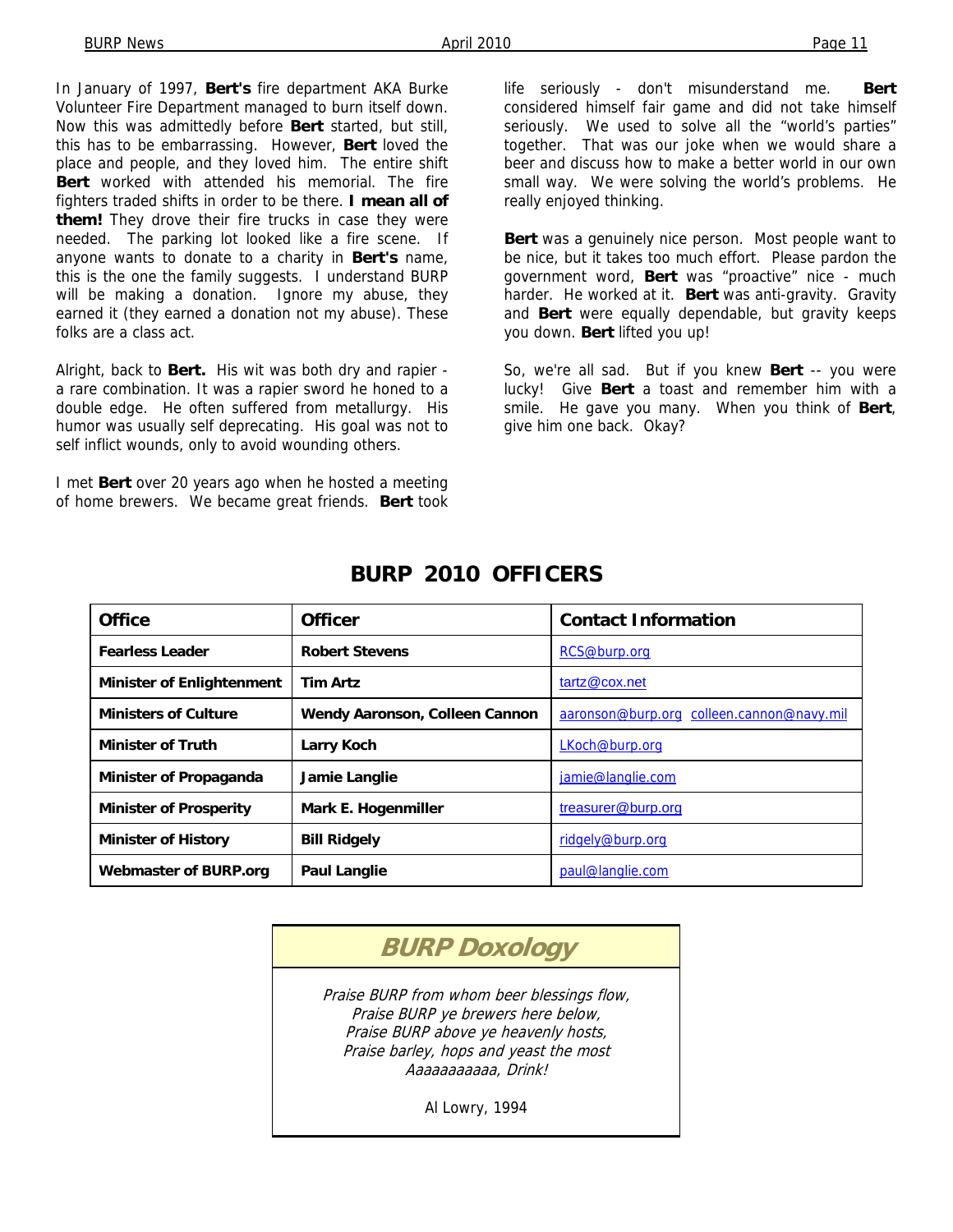In January of 1997, **Bert's** fire department AKA Burke Volunteer Fire Department managed to burn itself down. Now this was admittedly before **Bert** started, but still, this has to be embarrassing. However, **Bert** loved the place and people, and they loved him. The entire shift **Bert** worked with attended his memorial. The fire fighters traded shifts in order to be there. **I mean all of them!** They drove their fire trucks in case they were needed. The parking lot looked like a fire scene. If anyone wants to donate to a charity in **Bert's** name, this is the one the family suggests. I understand BURP will be making a donation. Ignore my abuse, they earned it (they earned a donation not my abuse). These folks are a class act.

Alright, back to **Bert.** His wit was both dry and rapier - a rare combination. It was a rapier sword he honed to a double edge. He often suffered from metallurgy. His humor was usually self deprecating. His goal was not to self inflict wounds, only to avoid wounding others.

I met **Bert** over 20 years ago when he hosted a meeting of home brewers. We became great friends. **Bert** took life seriously - don't misunderstand me. **Bert** considered himself fair game and did not take himself seriously. We used to solve all the "world's parties" together. That was our joke when we would share a beer and discuss how to make a better world in our own small way. We were solving the world's problems. He really enjoyed thinking.

**Bert** was a genuinely nice person. Most people want to be nice, but it takes too much effort. Please pardon the government word, **Bert** was "proactive" nice - much harder. He worked at it. **Bert** was anti-gravity. Gravity and **Bert** were equally dependable, but gravity keeps you down. **Bert** lifted you up!

So, we're all sad. But if you knew **Bert** -- you were lucky! Give **Bert** a toast and remember him with a smile. He gave you many. When you think of **Bert**, give him one back. Okay?

## BURP 2010 OFFICERS

| Office | Officer | Contact Information |
|---|---|---|
| **Fearless Leader** | **Robert Stevens** | RCS@burp.org |
| **Minister of Enlightenment** | **Tim Artz** | tartz@cox.net |
| **Ministers of Culture** | **Wendy Aaronson, Colleen Cannon** | aaronson@burp.org colleen.cannon@navy.mil |
| **Minister of Truth** | **Larry Koch** | LKoch@burp.org |
| **Minister of Propaganda** | **Jamie Langlie** | jamie@langlie.com |
| **Minister of Prosperity** | **Mark E. Hogenmiller** | treasurer@burp.org |
| **Minister of History** | **Bill Ridgely** | ridgely@burp.org |
| **Webmaster of BURP.org** | **Paul Langlie** | paul@langlie.com |

## *BURP Doxology*

*Praise BURP from whom beer blessings flow,*
*Praise BURP ye brewers here below,*
*Praise BURP above ye heavenly hosts,*
*Praise barley, hops and yeast the most*
*Aaaaaaaaaaa, Drink!*

Al Lowry, 1994